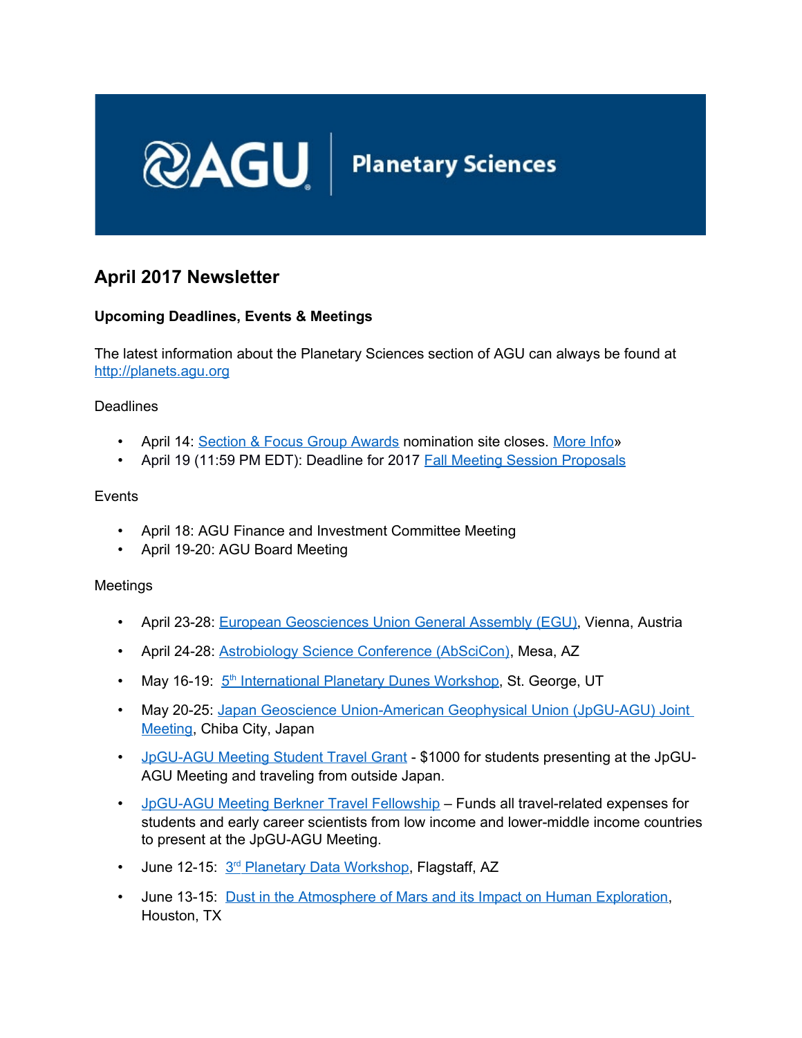AGU Planetary Sciences

## April 2017 Newsletter

### Upcoming Deadlines, Events & Meetings

The latest information about the Planetary Sciences section of AGU can always be found at http://planets.agu.org

Deadlines

- April 14: Section & Focus Group Awards nomination site closes. More Info»
- April 19 (11:59 PM EDT): Deadline for 2017 Fall Meeting Session Proposals

Events

- April 18: AGU Finance and Investment Committee Meeting
- April 19-20: AGU Board Meeting

Meetings

- April 23-28: European Geosciences Union General Assembly (EGU), Vienna, Austria
- April 24-28: Astrobiology Science Conference (AbSciCon), Mesa, AZ
- May 16-19: 5th International Planetary Dunes Workshop, St. George, UT
- May 20-25: Japan Geoscience Union-American Geophysical Union (JpGU-AGU) Joint Meeting, Chiba City, Japan
- JpGU-AGU Meeting Student Travel Grant - $1000 for students presenting at the JpGU-AGU Meeting and traveling from outside Japan.
- JpGU-AGU Meeting Berkner Travel Fellowship – Funds all travel-related expenses for students and early career scientists from low income and lower-middle income countries to present at the JpGU-AGU Meeting.
- June 12-15: 3rd Planetary Data Workshop, Flagstaff, AZ
- June 13-15: Dust in the Atmosphere of Mars and its Impact on Human Exploration, Houston, TX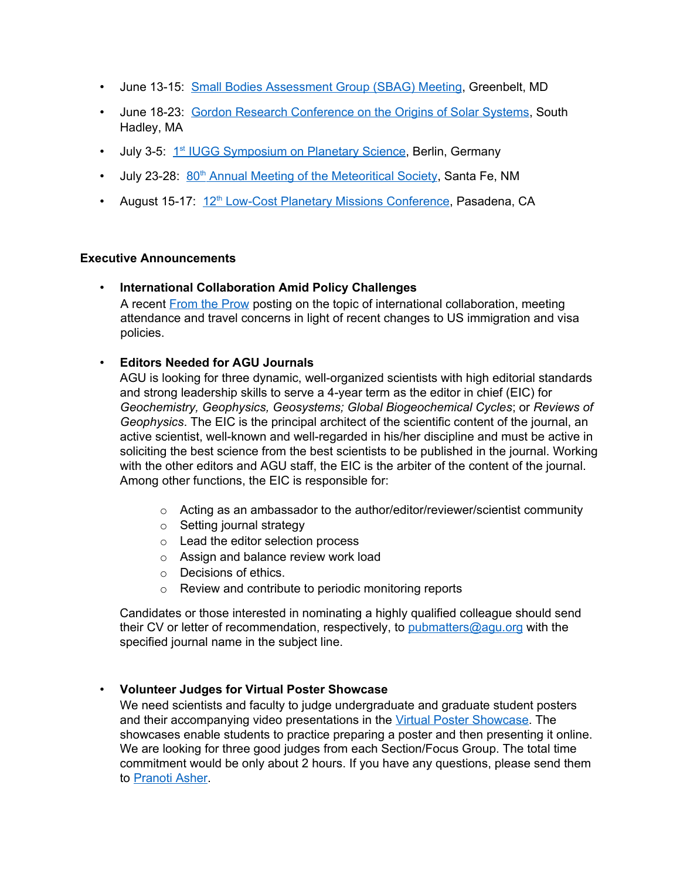- June 13-15: [Small Bodies Assessment Group (SBAG) Meeting](), Greenbelt, MD
- June 18-23: [Gordon Research Conference on the Origins of Solar Systems](), South Hadley, MA
- July 3-5: [1st IUGG Symposium on Planetary Science](), Berlin, Germany
- July 23-28: [80th Annual Meeting of the Meteoritical Society](), Santa Fe, NM
- August 15-17: [12th Low-Cost Planetary Missions Conference](), Pasadena, CA

**Executive Announcements**

- **International Collaboration Amid Policy Challenges**
  A recent [From the Prow]() posting on the topic of international collaboration, meeting attendance and travel concerns in light of recent changes to US immigration and visa policies.

- **Editors Needed for AGU Journals**
  AGU is looking for three dynamic, well-organized scientists with high editorial standards and strong leadership skills to serve a 4-year term as the editor in chief (EIC) for *Geochemistry, Geophysics, Geosystems; Global Biogeochemical Cycles*; or *Reviews of Geophysics*. The EIC is the principal architect of the scientific content of the journal, an active scientist, well-known and well-regarded in his/her discipline and must be active in soliciting the best science from the best scientists to be published in the journal. Working with the other editors and AGU staff, the EIC is the arbiter of the content of the journal. Among other functions, the EIC is responsible for:

  - Acting as an ambassador to the author/editor/reviewer/scientist community
  - Setting journal strategy
  - Lead the editor selection process
  - Assign and balance review work load
  - Decisions of ethics.
  - Review and contribute to periodic monitoring reports

  Candidates or those interested in nominating a highly qualified colleague should send their CV or letter of recommendation, respectively, to [pubmatters@agu.org](mailto:pubmatters@agu.org) with the specified journal name in the subject line.

- **Volunteer Judges for Virtual Poster Showcase**
  We need scientists and faculty to judge undergraduate and graduate student posters and their accompanying video presentations in the [Virtual Poster Showcase](). The showcases enable students to practice preparing a poster and then presenting it online. We are looking for three good judges from each Section/Focus Group. The total time commitment would be only about 2 hours. If you have any questions, please send them to [Pranoti Asher]().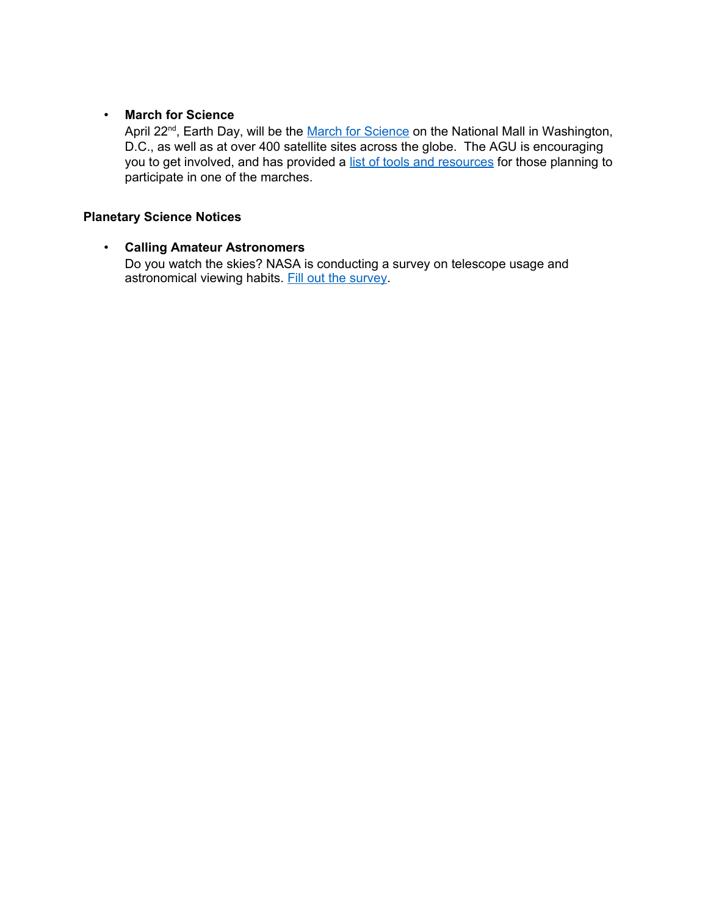- **March for Science**
  April 22nd, Earth Day, will be the March for Science on the National Mall in Washington, D.C., as well as at over 400 satellite sites across the globe. The AGU is encouraging you to get involved, and has provided a list of tools and resources for those planning to participate in one of the marches.

**Planetary Science Notices**

- **Calling Amateur Astronomers**
  Do you watch the skies? NASA is conducting a survey on telescope usage and astronomical viewing habits. Fill out the survey.